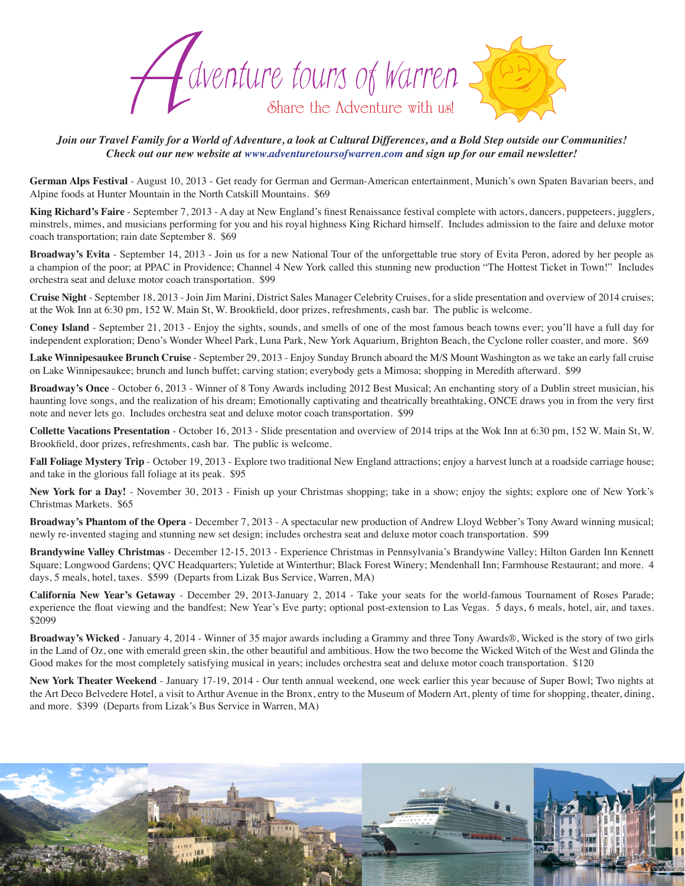# Adventure tours of Warren

Share the Adventure with us!

*Join our Travel Family for a World of Adventure, a look at Cultural Differences, and a Bold Step outside our Communities! Check out our new website at www.adventuretoursofwarren.com and sign up for our email newsletter!*

**German Alps Festival** - August 10, 2013 - Get ready for German and German-American entertainment, Munich's own Spaten Bavarian beers, and Alpine foods at Hunter Mountain in the North Catskill Mountains. $69

**King Richard's Faire** - September 7, 2013 - A day at New England's finest Renaissance festival complete with actors, dancers, puppeteers, jugglers, minstrels, mimes, and musicians performing for you and his royal highness King Richard himself. Includes admission to the faire and deluxe motor coach transportation; rain date September 8. $69

**Broadway's Evita** - September 14, 2013 - Join us for a new National Tour of the unforgettable true story of Evita Peron, adored by her people as a champion of the poor; at PPAC in Providence; Channel 4 New York called this stunning new production "The Hottest Ticket in Town!" Includes orchestra seat and deluxe motor coach transportation. $99

**Cruise Night** - September 18, 2013 - Join Jim Marini, District Sales Manager Celebrity Cruises, for a slide presentation and overview of 2014 cruises; at the Wok Inn at 6:30 pm, 152 W. Main St, W. Brookfield, door prizes, refreshments, cash bar. The public is welcome.

**Coney Island** - September 21, 2013 - Enjoy the sights, sounds, and smells of one of the most famous beach towns ever; you'll have a full day for independent exploration; Deno's Wonder Wheel Park, Luna Park, New York Aquarium, Brighton Beach, the Cyclone roller coaster, and more. $69

**Lake Winnipesaukee Brunch Cruise** - September 29, 2013 - Enjoy Sunday Brunch aboard the M/S Mount Washington as we take an early fall cruise on Lake Winnipesaukee; brunch and lunch buffet; carving station; everybody gets a Mimosa; shopping in Meredith afterward. $99

**Broadway's Once** - October 6, 2013 - Winner of 8 Tony Awards including 2012 Best Musical; An enchanting story of a Dublin street musician, his haunting love songs, and the realization of his dream; Emotionally captivating and theatrically breathtaking, ONCE draws you in from the very first note and never lets go. Includes orchestra seat and deluxe motor coach transportation. $99

**Collette Vacations Presentation** - October 16, 2013 - Slide presentation and overview of 2014 trips at the Wok Inn at 6:30 pm, 152 W. Main St, W. Brookfield, door prizes, refreshments, cash bar. The public is welcome.

**Fall Foliage Mystery Trip** - October 19, 2013 - Explore two traditional New England attractions; enjoy a harvest lunch at a roadside carriage house; and take in the glorious fall foliage at its peak. $95

**New York for a Day!** - November 30, 2013 - Finish up your Christmas shopping; take in a show; enjoy the sights; explore one of New York's Christmas Markets. $65

**Broadway's Phantom of the Opera** - December 7, 2013 - A spectacular new production of Andrew Lloyd Webber's Tony Award winning musical; newly re-invented staging and stunning new set design; includes orchestra seat and deluxe motor coach transportation. $99

**Brandywine Valley Christmas** - December 12-15, 2013 - Experience Christmas in Pennsylvania's Brandywine Valley; Hilton Garden Inn Kennett Square; Longwood Gardens; QVC Headquarters; Yuletide at Winterthur; Black Forest Winery; Mendenhall Inn; Farmhouse Restaurant; and more. 4 days, 5 meals, hotel, taxes. $599 (Departs from Lizak Bus Service, Warren, MA)

**California New Year's Getaway** - December 29, 2013-January 2, 2014 - Take your seats for the world-famous Tournament of Roses Parade; experience the float viewing and the bandfest; New Year's Eve party; optional post-extension to Las Vegas. 5 days, 6 meals, hotel, air, and taxes. $2099

**Broadway's Wicked** - January 4, 2014 - Winner of 35 major awards including a Grammy and three Tony Awards®, Wicked is the story of two girls in the Land of Oz, one with emerald green skin, the other beautiful and ambitious. How the two become the Wicked Witch of the West and Glinda the Good makes for the most completely satisfying musical in years; includes orchestra seat and deluxe motor coach transportation. $120

**New York Theater Weekend** - January 17-19, 2014 - Our tenth annual weekend, one week earlier this year because of Super Bowl; Two nights at the Art Deco Belvedere Hotel, a visit to Arthur Avenue in the Bronx, entry to the Museum of Modern Art, plenty of time for shopping, theater, dining, and more. $399 (Departs from Lizak's Bus Service in Warren, MA)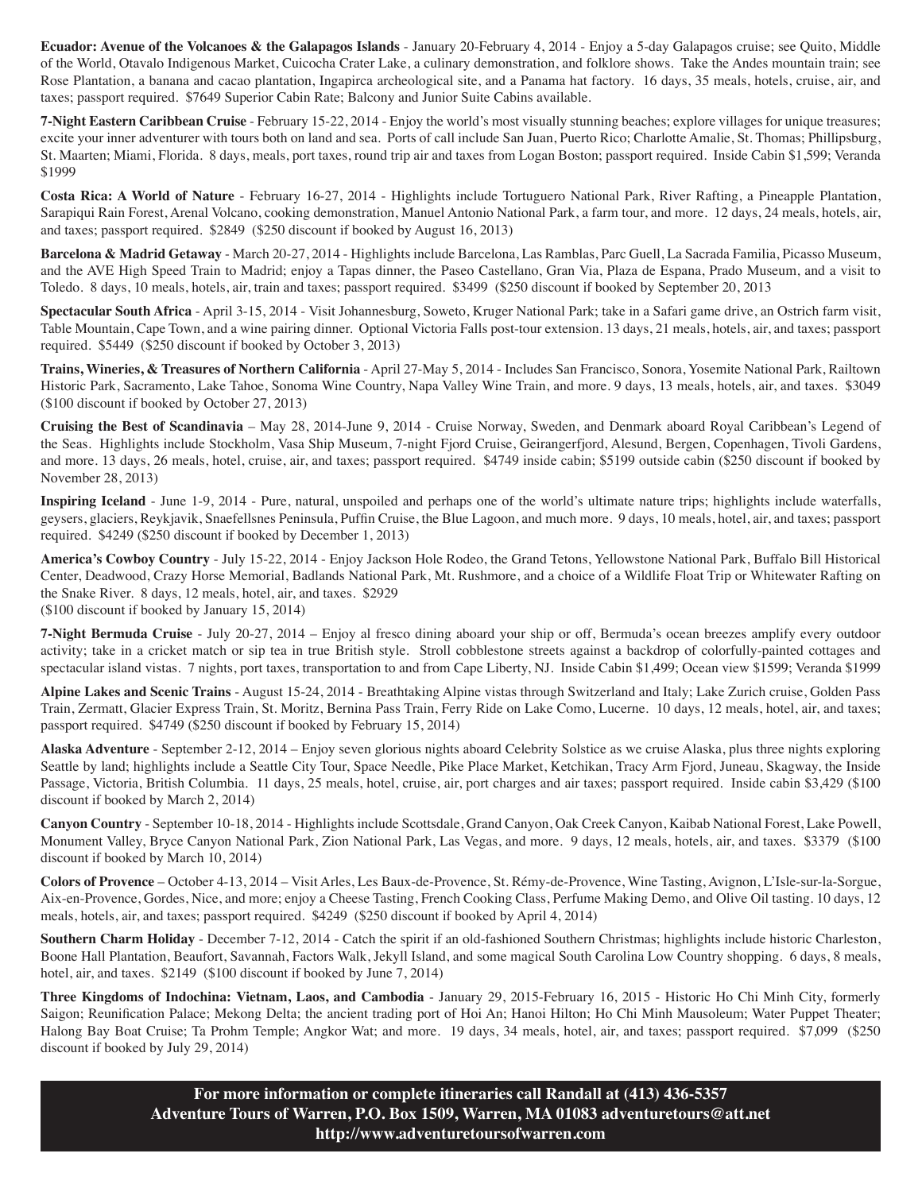**Ecuador: Avenue of the Volcanoes & the Galapagos Islands** - January 20-February 4, 2014 - Enjoy a 5-day Galapagos cruise; see Quito, Middle of the World, Otavalo Indigenous Market, Cuicocha Crater Lake, a culinary demonstration, and folklore shows. Take the Andes mountain train; see Rose Plantation, a banana and cacao plantation, Ingapirca archeological site, and a Panama hat factory. 16 days, 35 meals, hotels, cruise, air, and taxes; passport required. $7649 Superior Cabin Rate; Balcony and Junior Suite Cabins available.

**7-Night Eastern Caribbean Cruise** - February 15-22, 2014 - Enjoy the world's most visually stunning beaches; explore villages for unique treasures; excite your inner adventurer with tours both on land and sea. Ports of call include San Juan, Puerto Rico; Charlotte Amalie, St. Thomas; Phillipsburg, St. Maarten; Miami, Florida. 8 days, meals, port taxes, round trip air and taxes from Logan Boston; passport required. Inside Cabin $1,599; Veranda $1999

**Costa Rica: A World of Nature** - February 16-27, 2014 - Highlights include Tortuguero National Park, River Rafting, a Pineapple Plantation, Sarapiqui Rain Forest, Arenal Volcano, cooking demonstration, Manuel Antonio National Park, a farm tour, and more. 12 days, 24 meals, hotels, air, and taxes; passport required. $2849 ($250 discount if booked by August 16, 2013)

**Barcelona & Madrid Getaway** - March 20-27, 2014 - Highlights include Barcelona, Las Ramblas, Parc Guell, La Sacrada Familia, Picasso Museum, and the AVE High Speed Train to Madrid; enjoy a Tapas dinner, the Paseo Castellano, Gran Via, Plaza de Espana, Prado Museum, and a visit to Toledo. 8 days, 10 meals, hotels, air, train and taxes; passport required. $3499 ($250 discount if booked by September 20, 2013

**Spectacular South Africa** - April 3-15, 2014 - Visit Johannesburg, Soweto, Kruger National Park; take in a Safari game drive, an Ostrich farm visit, Table Mountain, Cape Town, and a wine pairing dinner. Optional Victoria Falls post-tour extension. 13 days, 21 meals, hotels, air, and taxes; passport required. $5449 ($250 discount if booked by October 3, 2013)

**Trains, Wineries, & Treasures of Northern California** - April 27-May 5, 2014 - Includes San Francisco, Sonora, Yosemite National Park, Railtown Historic Park, Sacramento, Lake Tahoe, Sonoma Wine Country, Napa Valley Wine Train, and more. 9 days, 13 meals, hotels, air, and taxes. $3049 ($100 discount if booked by October 27, 2013)

**Cruising the Best of Scandinavia** – May 28, 2014-June 9, 2014 - Cruise Norway, Sweden, and Denmark aboard Royal Caribbean's Legend of the Seas. Highlights include Stockholm, Vasa Ship Museum, 7-night Fjord Cruise, Geirangerfjord, Alesund, Bergen, Copenhagen, Tivoli Gardens, and more. 13 days, 26 meals, hotel, cruise, air, and taxes; passport required. $4749 inside cabin; $5199 outside cabin ($250 discount if booked by November 28, 2013)

**Inspiring Iceland** - June 1-9, 2014 - Pure, natural, unspoiled and perhaps one of the world's ultimate nature trips; highlights include waterfalls, geysers, glaciers, Reykjavik, Snaefellsnes Peninsula, Puffin Cruise, the Blue Lagoon, and much more. 9 days, 10 meals, hotel, air, and taxes; passport required. $4249 ($250 discount if booked by December 1, 2013)

**America's Cowboy Country** - July 15-22, 2014 - Enjoy Jackson Hole Rodeo, the Grand Tetons, Yellowstone National Park, Buffalo Bill Historical Center, Deadwood, Crazy Horse Memorial, Badlands National Park, Mt. Rushmore, and a choice of a Wildlife Float Trip or Whitewater Rafting on the Snake River. 8 days, 12 meals, hotel, air, and taxes. $2929
($100 discount if booked by January 15, 2014)

**7-Night Bermuda Cruise** - July 20-27, 2014 – Enjoy al fresco dining aboard your ship or off, Bermuda's ocean breezes amplify every outdoor activity; take in a cricket match or sip tea in true British style. Stroll cobblestone streets against a backdrop of colorfully-painted cottages and spectacular island vistas. 7 nights, port taxes, transportation to and from Cape Liberty, NJ. Inside Cabin $1,499; Ocean view $1599; Veranda $1999

**Alpine Lakes and Scenic Trains** - August 15-24, 2014 - Breathtaking Alpine vistas through Switzerland and Italy; Lake Zurich cruise, Golden Pass Train, Zermatt, Glacier Express Train, St. Moritz, Bernina Pass Train, Ferry Ride on Lake Como, Lucerne. 10 days, 12 meals, hotel, air, and taxes; passport required. $4749 ($250 discount if booked by February 15, 2014)

**Alaska Adventure** - September 2-12, 2014 – Enjoy seven glorious nights aboard Celebrity Solstice as we cruise Alaska, plus three nights exploring Seattle by land; highlights include a Seattle City Tour, Space Needle, Pike Place Market, Ketchikan, Tracy Arm Fjord, Juneau, Skagway, the Inside Passage, Victoria, British Columbia. 11 days, 25 meals, hotel, cruise, air, port charges and air taxes; passport required. Inside cabin $3,429 ($100 discount if booked by March 2, 2014)

**Canyon Country** - September 10-18, 2014 - Highlights include Scottsdale, Grand Canyon, Oak Creek Canyon, Kaibab National Forest, Lake Powell, Monument Valley, Bryce Canyon National Park, Zion National Park, Las Vegas, and more. 9 days, 12 meals, hotels, air, and taxes. $3379 ($100 discount if booked by March 10, 2014)

**Colors of Provence** – October 4-13, 2014 – Visit Arles, Les Baux-de-Provence, St. Rémy-de-Provence, Wine Tasting, Avignon, L'Isle-sur-la-Sorgue, Aix-en-Provence, Gordes, Nice, and more; enjoy a Cheese Tasting, French Cooking Class, Perfume Making Demo, and Olive Oil tasting. 10 days, 12 meals, hotels, air, and taxes; passport required. $4249 ($250 discount if booked by April 4, 2014)

**Southern Charm Holiday** - December 7-12, 2014 - Catch the spirit if an old-fashioned Southern Christmas; highlights include historic Charleston, Boone Hall Plantation, Beaufort, Savannah, Factors Walk, Jekyll Island, and some magical South Carolina Low Country shopping. 6 days, 8 meals, hotel, air, and taxes. $2149 ($100 discount if booked by June 7, 2014)

**Three Kingdoms of Indochina: Vietnam, Laos, and Cambodia** - January 29, 2015-February 16, 2015 - Historic Ho Chi Minh City, formerly Saigon; Reunification Palace; Mekong Delta; the ancient trading port of Hoi An; Hanoi Hilton; Ho Chi Minh Mausoleum; Water Puppet Theater; Halong Bay Boat Cruise; Ta Prohm Temple; Angkor Wat; and more. 19 days, 34 meals, hotel, air, and taxes; passport required. $7,099 ($250 discount if booked by July 29, 2014)

**For more information or complete itineraries call Randall at (413) 436-5357**
**Adventure Tours of Warren, P.O. Box 1509, Warren, MA 01083 adventuretours@att.net**
**http://www.adventuretoursofwarren.com**